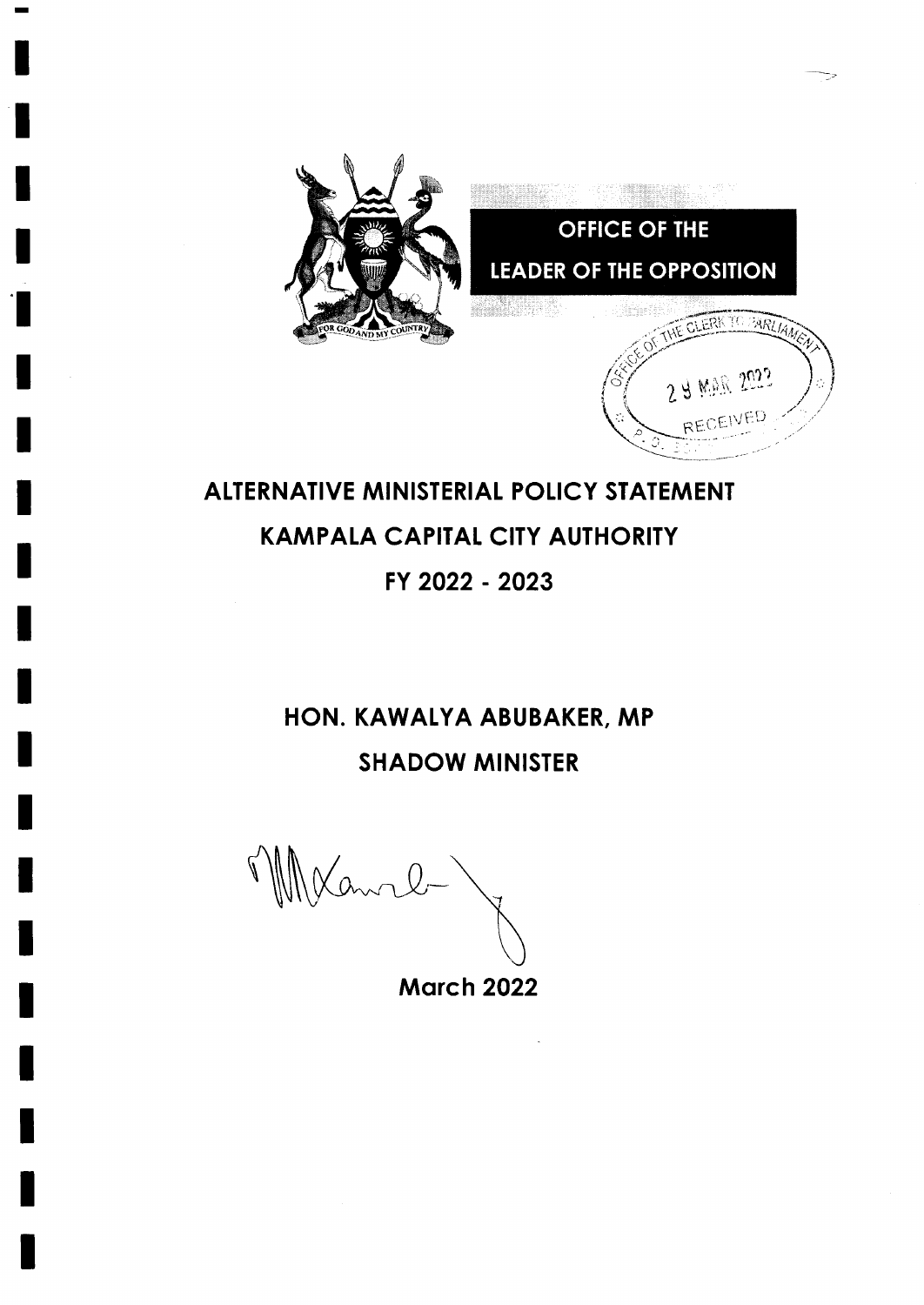# OFFICE OF THE LEADER OF THE OPPOSITION

# ALTERNATIVE MINISTERIAL POLICY STATEMENT

## KAMPALA CAPITAL CITY AUTHORITY

## FY 2022 - 2023

**HON. KAWALYA ABUBAKER, MP**

**SHADOW MINISTER**

**March 2022**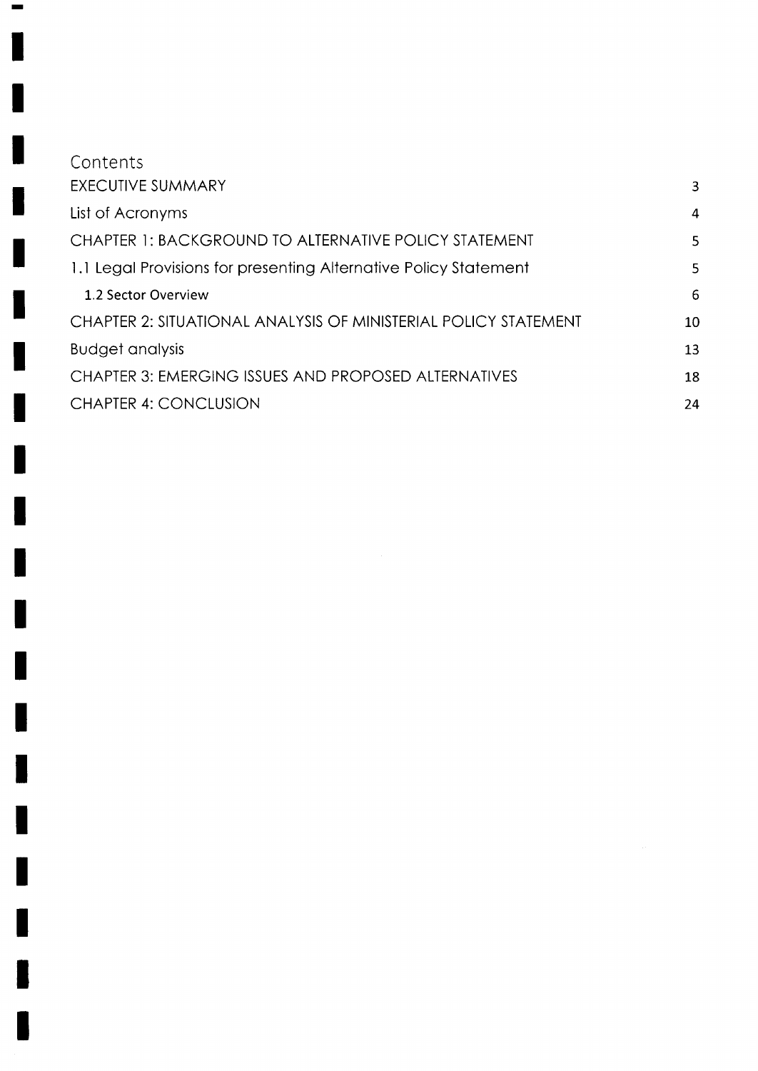# Contents

| | |
|---|---|
| EXECUTIVE SUMMARY | 3 |
| List of Acronyms | 4 |
| CHAPTER 1: BACKGROUND TO ALTERNATIVE POLICY STATEMENT | 5 |
| 1.1 Legal Provisions for presenting Alternative Policy Statement | 5 |
| 1.2 Sector Overview | 6 |
| CHAPTER 2: SITUATIONAL ANALYSIS OF MINISTERIAL POLICY STATEMENT | 10 |
| Budget analysis | 13 |
| CHAPTER 3: EMERGING ISSUES AND PROPOSED ALTERNATIVES | 18 |
| CHAPTER 4: CONCLUSION | 24 |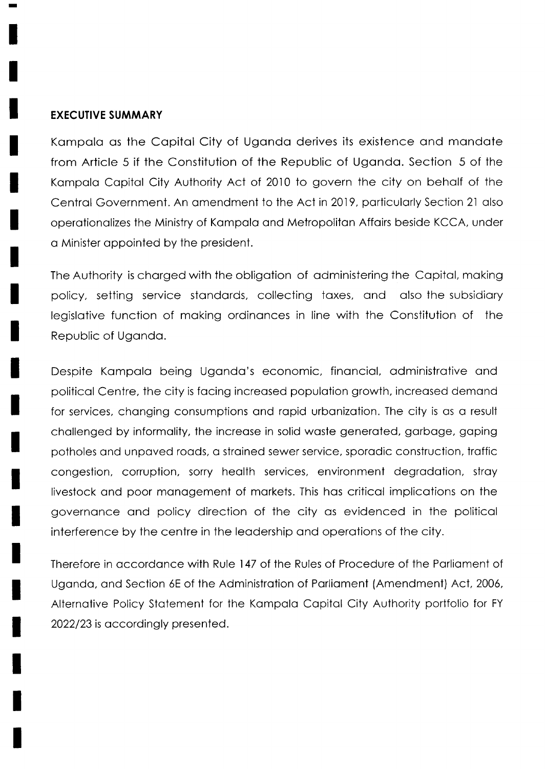## EXECUTIVE SUMMARY

Kampala as the Capital City of Uganda derives its existence and mandate from Article 5 if the Constitution of the Republic of Uganda. Section 5 of the Kampala Capital City Authority Act of 2010 to govern the city on behalf of the Central Government. An amendment to the Act in 2019, particularly Section 21 also operationalizes the Ministry of Kampala and Metropolitan Affairs beside KCCA, under a Minister appointed by the president.

The Authority is charged with the obligation of administering the Capital, making policy, setting service standards, collecting taxes, and also the subsidiary legislative function of making ordinances in line with the Constitution of the Republic of Uganda.

Despite Kampala being Uganda's economic, financial, administrative and political Centre, the city is facing increased population growth, increased demand for services, changing consumptions and rapid urbanization. The city is as a result challenged by informality, the increase in solid waste generated, garbage, gaping potholes and unpaved roads, a strained sewer service, sporadic construction, traffic congestion, corruption, sorry health services, environment degradation, stray livestock and poor management of markets. This has critical implications on the governance and policy direction of the city as evidenced in the political interference by the centre in the leadership and operations of the city.

Therefore in accordance with Rule 147 of the Rules of Procedure of the Parliament of Uganda, and Section 6E of the Administration of Parliament (Amendment) Act, 2006, Alternative Policy Statement for the Kampala Capital City Authority portfolio for FY 2022/23 is accordingly presented.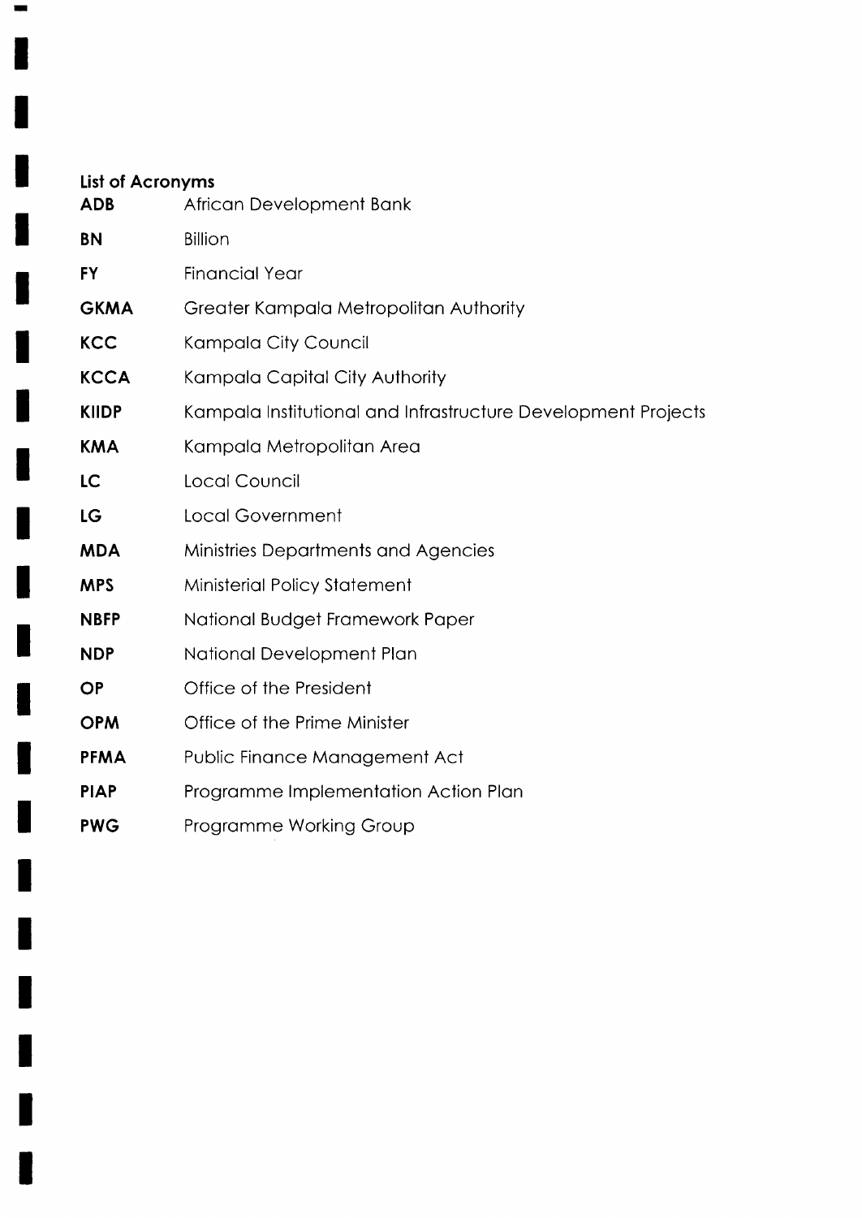## List of Acronyms

| | |
|---|---|
| **ADB** | African Development Bank |
| **BN** | Billion |
| **FY** | Financial Year |
| **GKMA** | Greater Kampala Metropolitan Authority |
| **KCC** | Kampala City Council |
| **KCCA** | Kampala Capital City Authority |
| **KIIDP** | Kampala Institutional and Infrastructure Development Projects |
| **KMA** | Kampala Metropolitan Area |
| **LC** | Local Council |
| **LG** | Local Government |
| **MDA** | Ministries Departments and Agencies |
| **MPS** | Ministerial Policy Statement |
| **NBFP** | National Budget Framework Paper |
| **NDP** | National Development Plan |
| **OP** | Office of the President |
| **OPM** | Office of the Prime Minister |
| **PFMA** | Public Finance Management Act |
| **PIAP** | Programme Implementation Action Plan |
| **PWG** | Programme Working Group |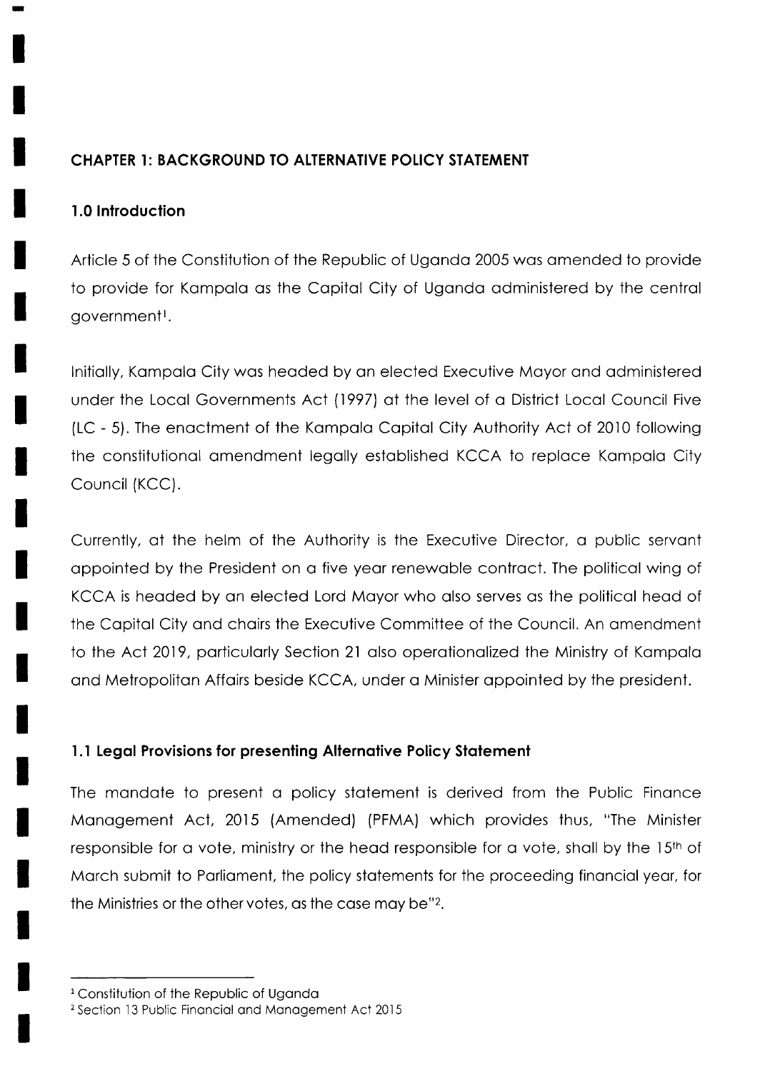## CHAPTER 1: BACKGROUND TO ALTERNATIVE POLICY STATEMENT

### 1.0 Introduction

Article 5 of the Constitution of the Republic of Uganda 2005 was amended to provide to provide for Kampala as the Capital City of Uganda administered by the central government[1].

Initially, Kampala City was headed by an elected Executive Mayor and administered under the Local Governments Act (1997) at the level of a District Local Council Five (LC - 5). The enactment of the Kampala Capital City Authority Act of 2010 following the constitutional amendment legally established KCCA to replace Kampala City Council (KCC).

Currently, at the helm of the Authority is the Executive Director, a public servant appointed by the President on a five year renewable contract. The political wing of KCCA is headed by an elected Lord Mayor who also serves as the political head of the Capital City and chairs the Executive Committee of the Council. An amendment to the Act 2019, particularly Section 21 also operationalized the Ministry of Kampala and Metropolitan Affairs beside KCCA, under a Minister appointed by the president.

### 1.1 Legal Provisions for presenting Alternative Policy Statement

The mandate to present a policy statement is derived from the Public Finance Management Act, 2015 (Amended) (PFMA) which provides thus, "The Minister responsible for a vote, ministry or the head responsible for a vote, shall by the 15th of March submit to Parliament, the policy statements for the proceeding financial year, for the Ministries or the other votes, as the case may be"[2].

---

[1] Constitution of the Republic of Uganda

[2] Section 13 Public Financial and Management Act 2015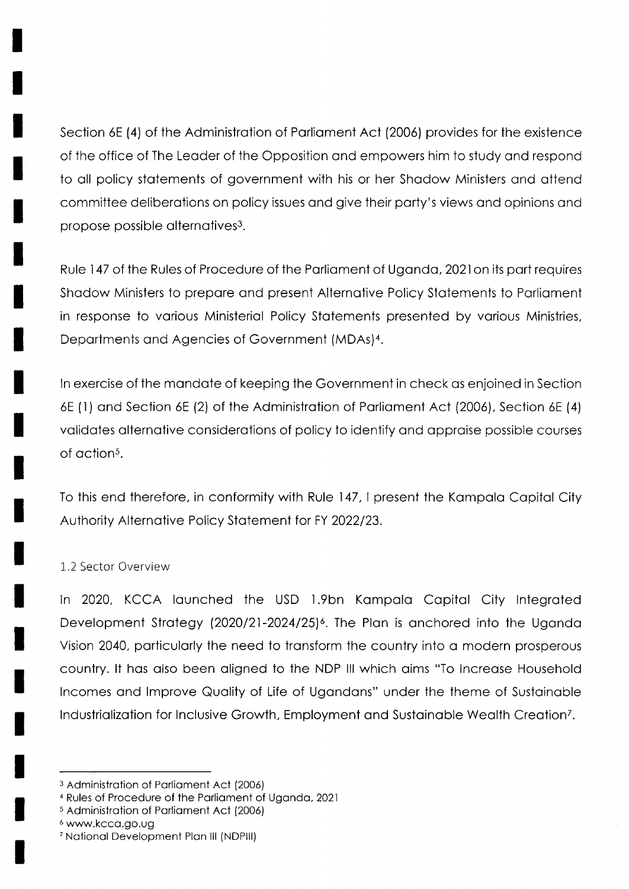Section 6E (4) of the Administration of Parliament Act (2006) provides for the existence of the office of The Leader of the Opposition and empowers him to study and respond to all policy statements of government with his or her Shadow Ministers and attend committee deliberations on policy issues and give their party's views and opinions and propose possible alternatives[3].

Rule 147 of the Rules of Procedure of the Parliament of Uganda, 2021 on its part requires Shadow Ministers to prepare and present Alternative Policy Statements to Parliament in response to various Ministerial Policy Statements presented by various Ministries, Departments and Agencies of Government (MDAs)[4].

In exercise of the mandate of keeping the Government in check as enjoined in Section 6E (1) and Section 6E (2) of the Administration of Parliament Act (2006), Section 6E (4) validates alternative considerations of policy to identify and appraise possible courses of action[5].

To this end therefore, in conformity with Rule 147, I present the Kampala Capital City Authority Alternative Policy Statement for FY 2022/23.

### 1.2 Sector Overview

In 2020, KCCA launched the USD 1.9bn Kampala Capital City Integrated Development Strategy (2020/21-2024/25)[6]. The Plan is anchored into the Uganda Vision 2040, particularly the need to transform the country into a modern prosperous country. It has also been aligned to the NDP III which aims "To Increase Household Incomes and Improve Quality of Life of Ugandans" under the theme of Sustainable Industrialization for Inclusive Growth, Employment and Sustainable Wealth Creation[7].

---

[3] Administration of Parliament Act (2006)

[4] Rules of Procedure of the Parliament of Uganda, 2021

[5] Administration of Parliament Act (2006)

[6] www.kcca.go.ug

[7] National Development Plan III (NDPIII)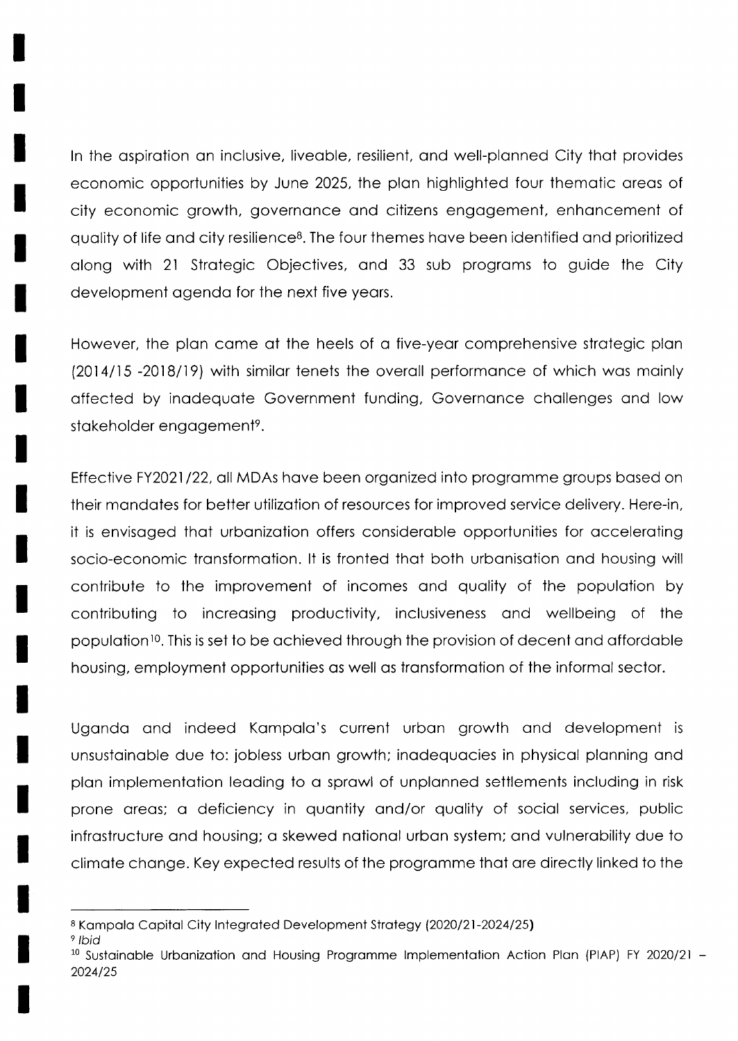In the aspiration an inclusive, liveable, resilient, and well-planned City that provides economic opportunities by June 2025, the plan highlighted four thematic areas of city economic growth, governance and citizens engagement, enhancement of quality of life and city resilience[8]. The four themes have been identified and prioritized along with 21 Strategic Objectives, and 33 sub programs to guide the City development agenda for the next five years.

However, the plan came at the heels of a five-year comprehensive strategic plan (2014/15 -2018/19) with similar tenets the overall performance of which was mainly affected by inadequate Government funding, Governance challenges and low stakeholder engagement[9].

Effective FY2021/22, all MDAs have been organized into programme groups based on their mandates for better utilization of resources for improved service delivery. Here-in, it is envisaged that urbanization offers considerable opportunities for accelerating socio-economic transformation. It is fronted that both urbanisation and housing will contribute to the improvement of incomes and quality of the population by contributing to increasing productivity, inclusiveness and wellbeing of the population[10]. This is set to be achieved through the provision of decent and affordable housing, employment opportunities as well as transformation of the informal sector.

Uganda and indeed Kampala's current urban growth and development is unsustainable due to: jobless urban growth; inadequacies in physical planning and plan implementation leading to a sprawl of unplanned settlements including in risk prone areas; a deficiency in quantity and/or quality of social services, public infrastructure and housing; a skewed national urban system; and vulnerability due to climate change. Key expected results of the programme that are directly linked to the

---

[8] Kampala Capital City Integrated Development Strategy (2020/21-2024/25)

[9] *Ibid*

[10] Sustainable Urbanization and Housing Programme Implementation Action Plan (PIAP) FY 2020/21 – 2024/25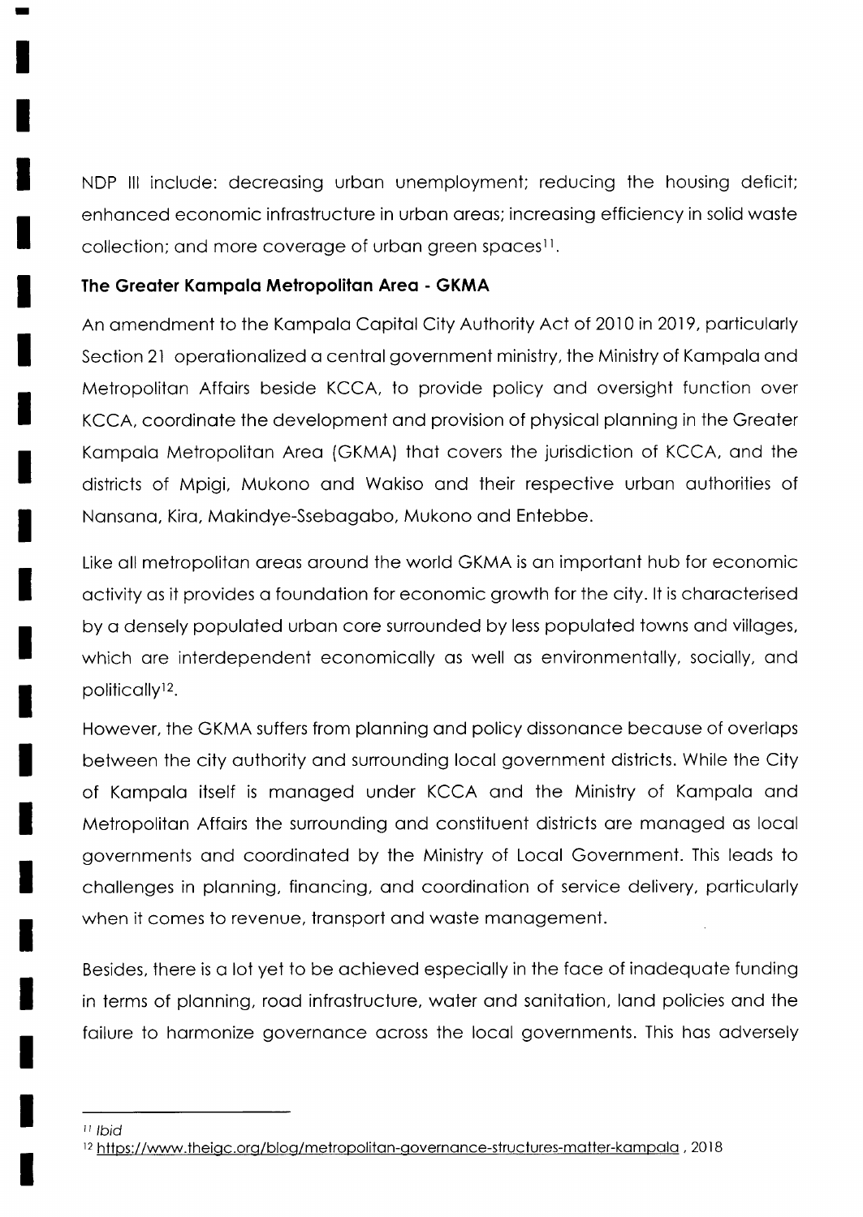NDP III include: decreasing urban unemployment; reducing the housing deficit; enhanced economic infrastructure in urban areas; increasing efficiency in solid waste collection; and more coverage of urban green spaces[11].

**The Greater Kampala Metropolitan Area - GKMA**

An amendment to the Kampala Capital City Authority Act of 2010 in 2019, particularly Section 21 operationalized a central government ministry, the Ministry of Kampala and Metropolitan Affairs beside KCCA, to provide policy and oversight function over KCCA, coordinate the development and provision of physical planning in the Greater Kampala Metropolitan Area (GKMA) that covers the jurisdiction of KCCA, and the districts of Mpigi, Mukono and Wakiso and their respective urban authorities of Nansana, Kira, Makindye-Ssebagabo, Mukono and Entebbe.

Like all metropolitan areas around the world GKMA is an important hub for economic activity as it provides a foundation for economic growth for the city. It is characterised by a densely populated urban core surrounded by less populated towns and villages, which are interdependent economically as well as environmentally, socially, and politically[12].

However, the GKMA suffers from planning and policy dissonance because of overlaps between the city authority and surrounding local government districts. While the City of Kampala itself is managed under KCCA and the Ministry of Kampala and Metropolitan Affairs the surrounding and constituent districts are managed as local governments and coordinated by the Ministry of Local Government. This leads to challenges in planning, financing, and coordination of service delivery, particularly when it comes to revenue, transport and waste management.

Besides, there is a lot yet to be achieved especially in the face of inadequate funding in terms of planning, road infrastructure, water and sanitation, land policies and the failure to harmonize governance across the local governments. This has adversely

---

[11] *Ibid*

[12] https://www.theigc.org/blog/metropolitan-governance-structures-matter-kampala , 2018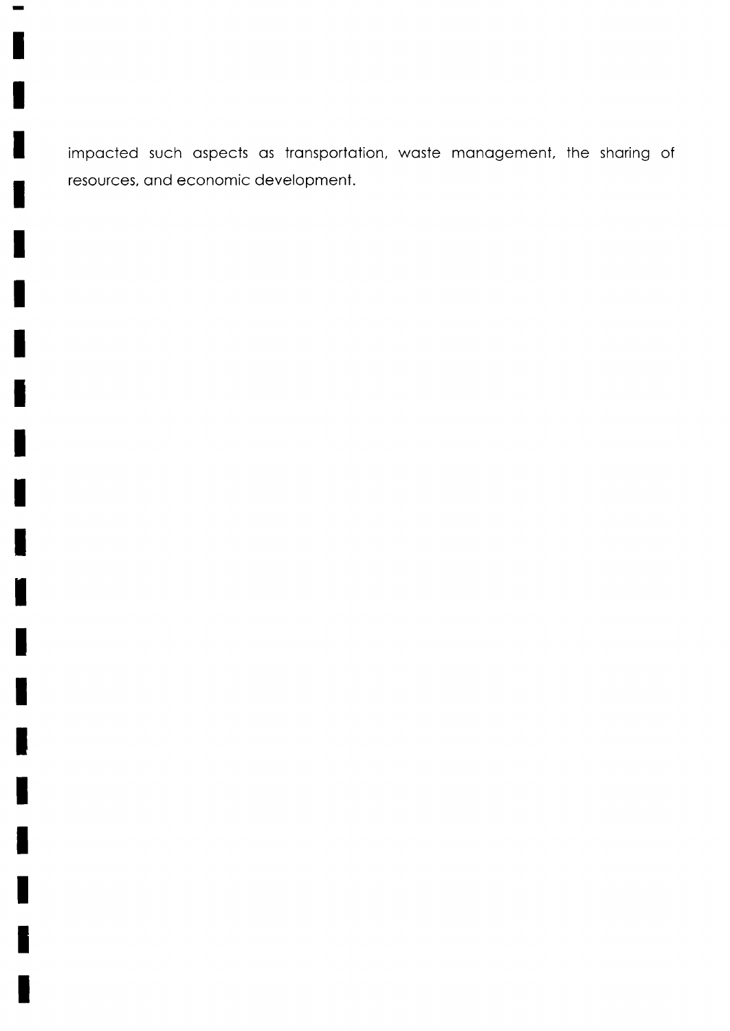impacted such aspects as transportation, waste management, the sharing of resources, and economic development.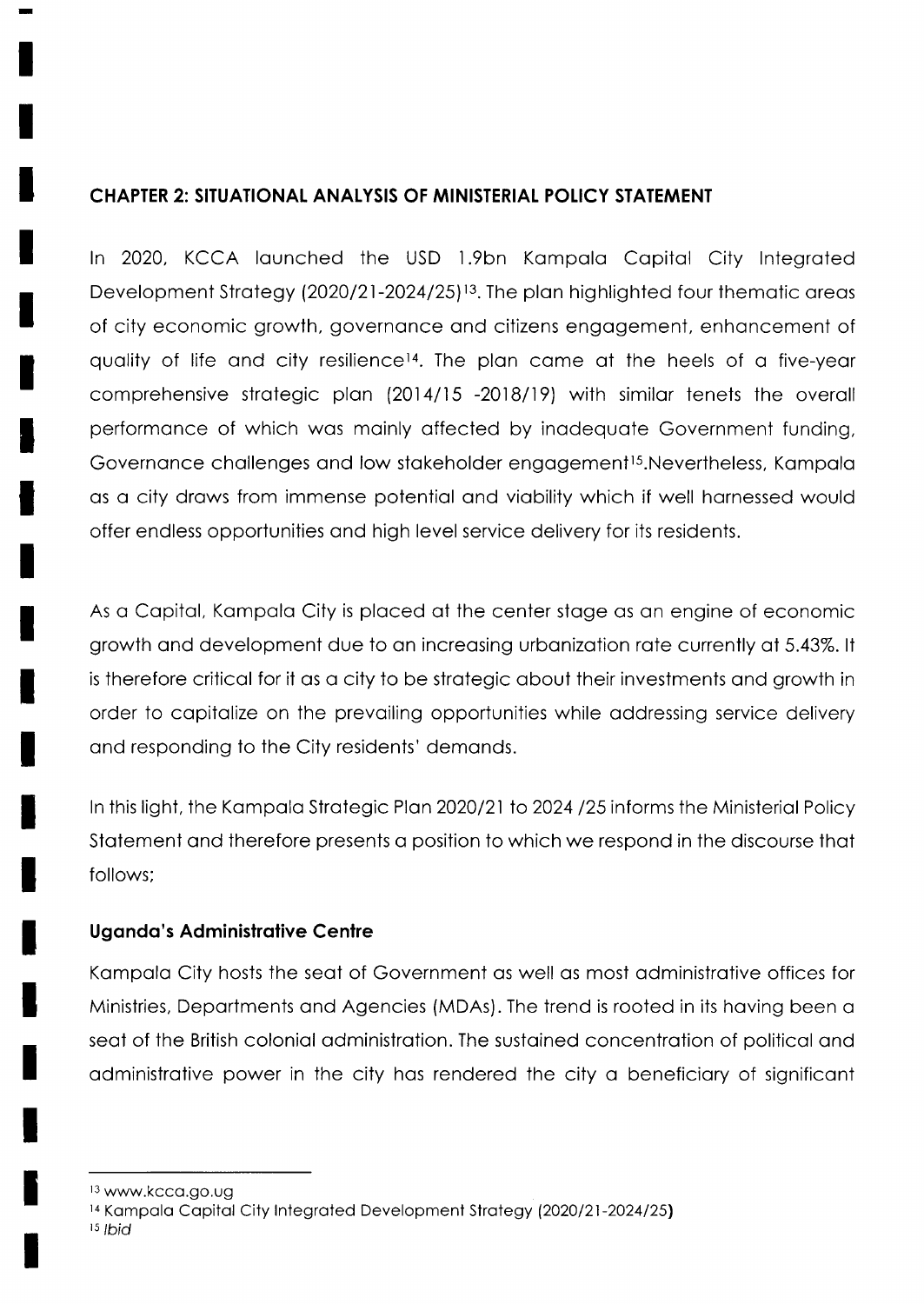## CHAPTER 2: SITUATIONAL ANALYSIS OF MINISTERIAL POLICY STATEMENT

In 2020, KCCA launched the USD 1.9bn Kampala Capital City Integrated Development Strategy (2020/21-2024/25)[13]. The plan highlighted four thematic areas of city economic growth, governance and citizens engagement, enhancement of quality of life and city resilience[14]. The plan came at the heels of a five-year comprehensive strategic plan (2014/15 -2018/19) with similar tenets the overall performance of which was mainly affected by inadequate Government funding, Governance challenges and low stakeholder engagement[15].Nevertheless, Kampala as a city draws from immense potential and viability which if well harnessed would offer endless opportunities and high level service delivery for its residents.

As a Capital, Kampala City is placed at the center stage as an engine of economic growth and development due to an increasing urbanization rate currently at 5.43%. It is therefore critical for it as a city to be strategic about their investments and growth in order to capitalize on the prevailing opportunities while addressing service delivery and responding to the City residents' demands.

In this light, the Kampala Strategic Plan 2020/21 to 2024 /25 informs the Ministerial Policy Statement and therefore presents a position to which we respond in the discourse that follows;

### Uganda's Administrative Centre

Kampala City hosts the seat of Government as well as most administrative offices for Ministries, Departments and Agencies (MDAs). The trend is rooted in its having been a seat of the British colonial administration. The sustained concentration of political and administrative power in the city has rendered the city a beneficiary of significant

[13] www.kcca.go.ug
[14] Kampala Capital City Integrated Development Strategy (2020/21-2024/25)
[15] *Ibid*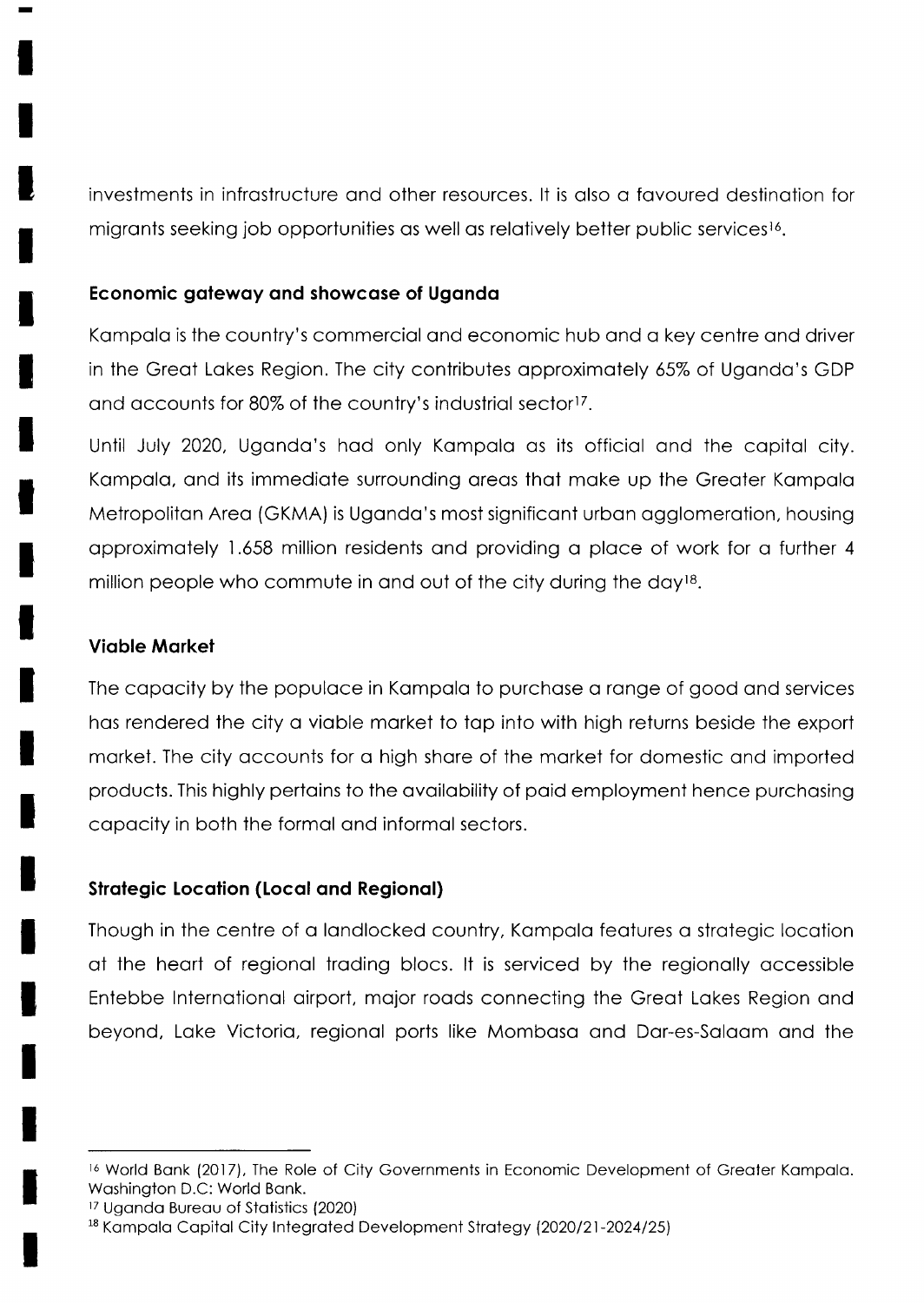investments in infrastructure and other resources. It is also a favoured destination for migrants seeking job opportunities as well as relatively better public services[16].

### Economic gateway and showcase of Uganda

Kampala is the country's commercial and economic hub and a key centre and driver in the Great Lakes Region. The city contributes approximately 65% of Uganda's GDP and accounts for 80% of the country's industrial sector[17].

Until July 2020, Uganda's had only Kampala as its official and the capital city. Kampala, and its immediate surrounding areas that make up the Greater Kampala Metropolitan Area (GKMA) is Uganda's most significant urban agglomeration, housing approximately 1.658 million residents and providing a place of work for a further 4 million people who commute in and out of the city during the day[18].

### Viable Market

The capacity by the populace in Kampala to purchase a range of good and services has rendered the city a viable market to tap into with high returns beside the export market. The city accounts for a high share of the market for domestic and imported products. This highly pertains to the availability of paid employment hence purchasing capacity in both the formal and informal sectors.

### Strategic Location (Local and Regional)

Though in the centre of a landlocked country, Kampala features a strategic location at the heart of regional trading blocs. It is serviced by the regionally accessible Entebbe International airport, major roads connecting the Great Lakes Region and beyond, Lake Victoria, regional ports like Mombasa and Dar-es-Salaam and the

---

[16] World Bank (2017), The Role of City Governments in Economic Development of Greater Kampala. Washington D.C: World Bank.

[17] Uganda Bureau of Statistics (2020)

[18] Kampala Capital City Integrated Development Strategy (2020/21-2024/25)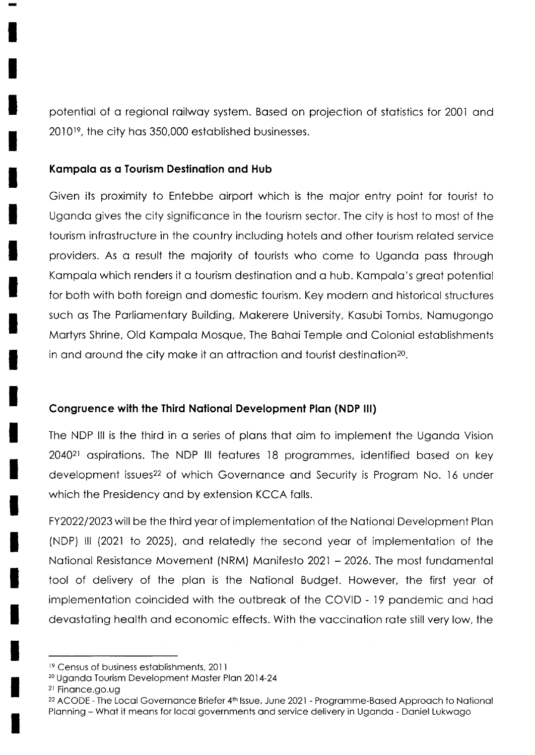potential of a regional railway system. Based on projection of statistics for 2001 and 2010[19], the city has 350,000 established businesses.

### Kampala as a Tourism Destination and Hub

Given its proximity to Entebbe airport which is the major entry point for tourist to Uganda gives the city significance in the tourism sector. The city is host to most of the tourism infrastructure in the country including hotels and other tourism related service providers. As a result the majority of tourists who come to Uganda pass through Kampala which renders it a tourism destination and a hub. Kampala's great potential for both with both foreign and domestic tourism. Key modern and historical structures such as The Parliamentary Building, Makerere University, Kasubi Tombs, Namugongo Martyrs Shrine, Old Kampala Mosque, The Bahai Temple and Colonial establishments in and around the city make it an attraction and tourist destination[20].

### Congruence with the Third National Development Plan (NDP III)

The NDP III is the third in a series of plans that aim to implement the Uganda Vision 2040[21] aspirations. The NDP III features 18 programmes, identified based on key development issues[22] of which Governance and Security is Program No. 16 under which the Presidency and by extension KCCA falls.

FY2022/2023 will be the third year of implementation of the National Development Plan (NDP) III (2021 to 2025), and relatedly the second year of implementation of the National Resistance Movement (NRM) Manifesto 2021 – 2026. The most fundamental tool of delivery of the plan is the National Budget. However, the first year of implementation coincided with the outbreak of the COVID - 19 pandemic and had devastating health and economic effects. With the vaccination rate still very low, the

---

[19] Census of business establishments, 2011

[20] Uganda Tourism Development Master Plan 2014-24

[21] Finance.go.ug

[22] ACODE - The Local Governance Briefer 4th Issue, June 2021 - Programme-Based Approach to National Planning – What it means for local governments and service delivery in Uganda - Daniel Lukwago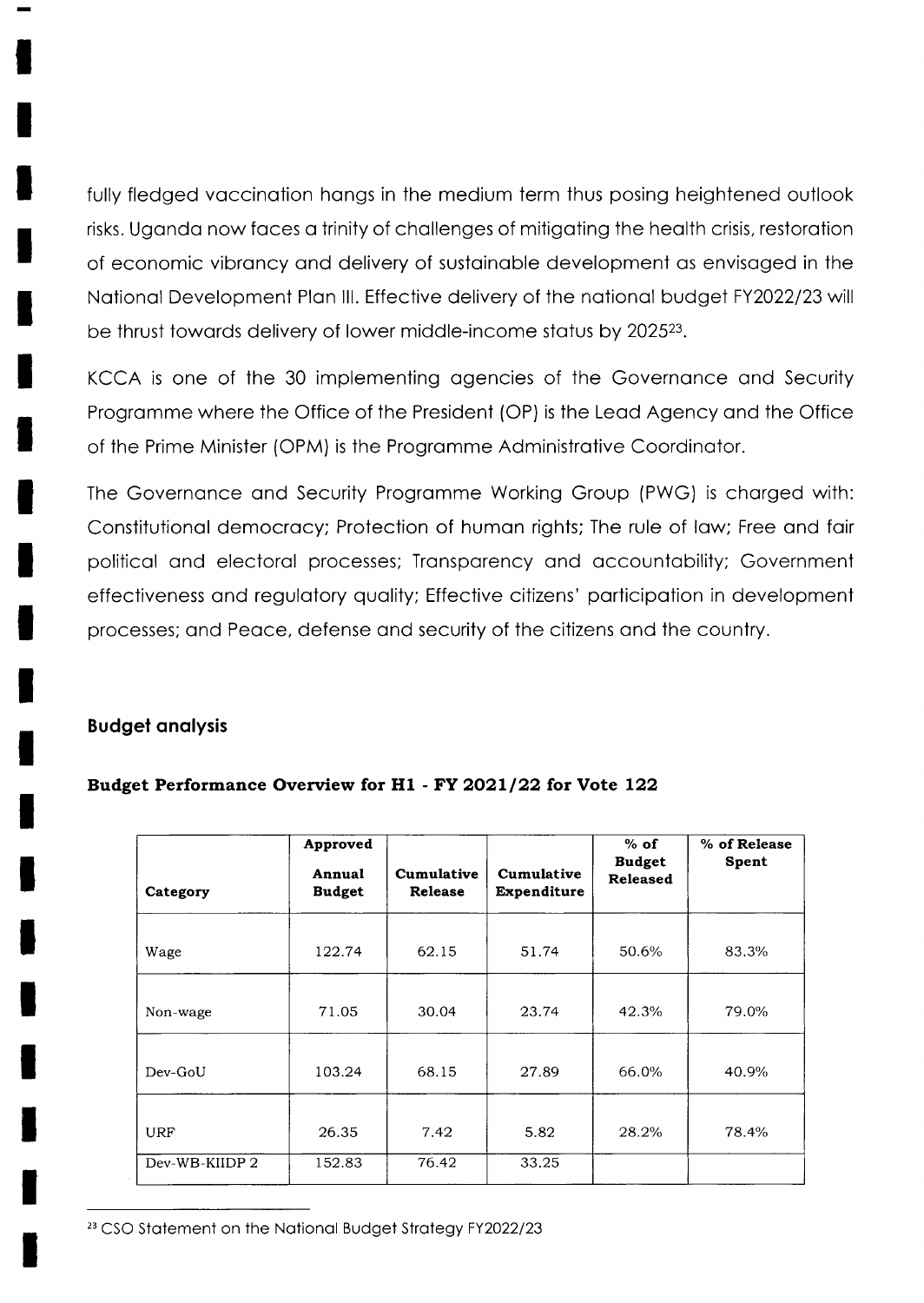fully fledged vaccination hangs in the medium term thus posing heightened outlook risks. Uganda now faces a trinity of challenges of mitigating the health crisis, restoration of economic vibrancy and delivery of sustainable development as envisaged in the National Development Plan III. Effective delivery of the national budget FY2022/23 will be thrust towards delivery of lower middle-income status by 2025[23].

KCCA is one of the 30 implementing agencies of the Governance and Security Programme where the Office of the President (OP) is the Lead Agency and the Office of the Prime Minister (OPM) is the Programme Administrative Coordinator.

The Governance and Security Programme Working Group (PWG) is charged with: Constitutional democracy; Protection of human rights; The rule of law; Free and fair political and electoral processes; Transparency and accountability; Government effectiveness and regulatory quality; Effective citizens' participation in development processes; and Peace, defense and security of the citizens and the country.

### Budget analysis

**Budget Performance Overview for H1 - FY 2021/22 for Vote 122**

| Category | Approved Annual Budget | Cumulative Release | Cumulative Expenditure | % of Budget Released | % of Release Spent |
|---|---|---|---|---|---|
| Wage | 122.74 | 62.15 | 51.74 | 50.6% | 83.3% |
| Non-wage | 71.05 | 30.04 | 23.74 | 42.3% | 79.0% |
| Dev-GoU | 103.24 | 68.15 | 27.89 | 66.0% | 40.9% |
| URF | 26.35 | 7.42 | 5.82 | 28.2% | 78.4% |
| Dev-WB-KIIDP 2 | 152.83 | 76.42 | 33.25 | | |

[23] CSO Statement on the National Budget Strategy FY2022/23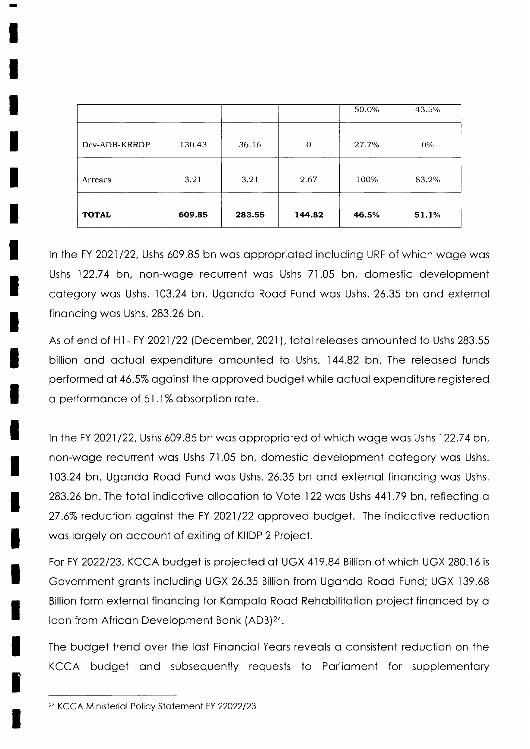| | | | | | |
|---|---|---|---|---|---|
| | | | | 50.0% | 43.5% |
| Dev-ADB-KRRDP | 130.43 | 36.16 | 0 | 27.7% | 0% |
| Arrears | 3.21 | 3.21 | 2.67 | 100% | 83.2% |
| **TOTAL** | **609.85** | **283.55** | **144.82** | **46.5%** | **51.1%** |

In the FY 2021/22, Ushs 609.85 bn was appropriated including URF of which wage was Ushs 122.74 bn, non-wage recurrent was Ushs 71.05 bn, domestic development category was Ushs. 103.24 bn, Uganda Road Fund was Ushs. 26.35 bn and external financing was Ushs. 283.26 bn.

As of end of H1- FY 2021/22 (December, 2021), total releases amounted to Ushs 283.55 billion and actual expenditure amounted to Ushs. 144.82 bn. The released funds performed at 46.5% against the approved budget while actual expenditure registered a performance of 51.1% absorption rate.

In the FY 2021/22, Ushs 609.85 bn was appropriated of which wage was Ushs 122.74 bn, non-wage recurrent was Ushs 71.05 bn, domestic development category was Ushs. 103.24 bn, Uganda Road Fund was Ushs. 26.35 bn and external financing was Ushs. 283.26 bn. The total indicative allocation to Vote 122 was Ushs 441.79 bn, reflecting a 27.6% reduction against the FY 2021/22 approved budget. The indicative reduction was largely on account of exiting of KIIDP 2 Project.

For FY 2022/23, KCCA budget is projected at UGX 419.84 Billion of which UGX 280.16 is Government grants including UGX 26.35 Billion from Uganda Road Fund; UGX 139.68 Billion form external financing for Kampala Road Rehabilitation project financed by a loan from African Development Bank (ADB)[24].

The budget trend over the last Financial Years reveals a consistent reduction on the KCCA budget and subsequently requests to Parliament for supplementary

---

[24] KCCA Ministerial Policy Statement FY 22022/23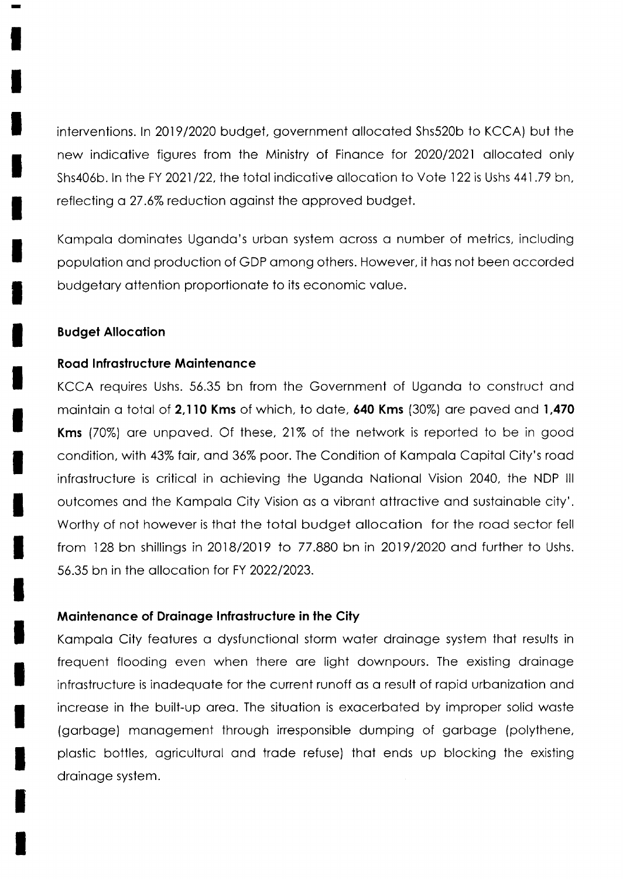interventions. In 2019/2020 budget, government allocated Shs520b to KCCA) but the new indicative figures from the Ministry of Finance for 2020/2021 allocated only Shs406b. In the FY 2021/22, the total indicative allocation to Vote 122 is Ushs 441.79 bn, reflecting a 27.6% reduction against the approved budget.

Kampala dominates Uganda's urban system across a number of metrics, including population and production of GDP among others. However, it has not been accorded budgetary attention proportionate to its economic value.

### Budget Allocation

#### Road Infrastructure Maintenance

KCCA requires Ushs. 56.35 bn from the Government of Uganda to construct and maintain a total of **2,110 Kms** of which, to date, **640 Kms** (30%) are paved and **1,470 Kms** (70%) are unpaved. Of these, 21% of the network is reported to be in good condition, with 43% fair, and 36% poor. The Condition of Kampala Capital City's road infrastructure is critical in achieving the Uganda National Vision 2040, the NDP III outcomes and the Kampala City Vision as a vibrant attractive and sustainable city'. Worthy of not however is that the total budget allocation for the road sector fell from 128 bn shillings in 2018/2019 to 77.880 bn in 2019/2020 and further to Ushs. 56.35 bn in the allocation for FY 2022/2023.

#### Maintenance of Drainage Infrastructure in the City

Kampala City features a dysfunctional storm water drainage system that results in frequent flooding even when there are light downpours. The existing drainage infrastructure is inadequate for the current runoff as a result of rapid urbanization and increase in the built-up area. The situation is exacerbated by improper solid waste (garbage) management through irresponsible dumping of garbage (polythene, plastic bottles, agricultural and trade refuse) that ends up blocking the existing drainage system.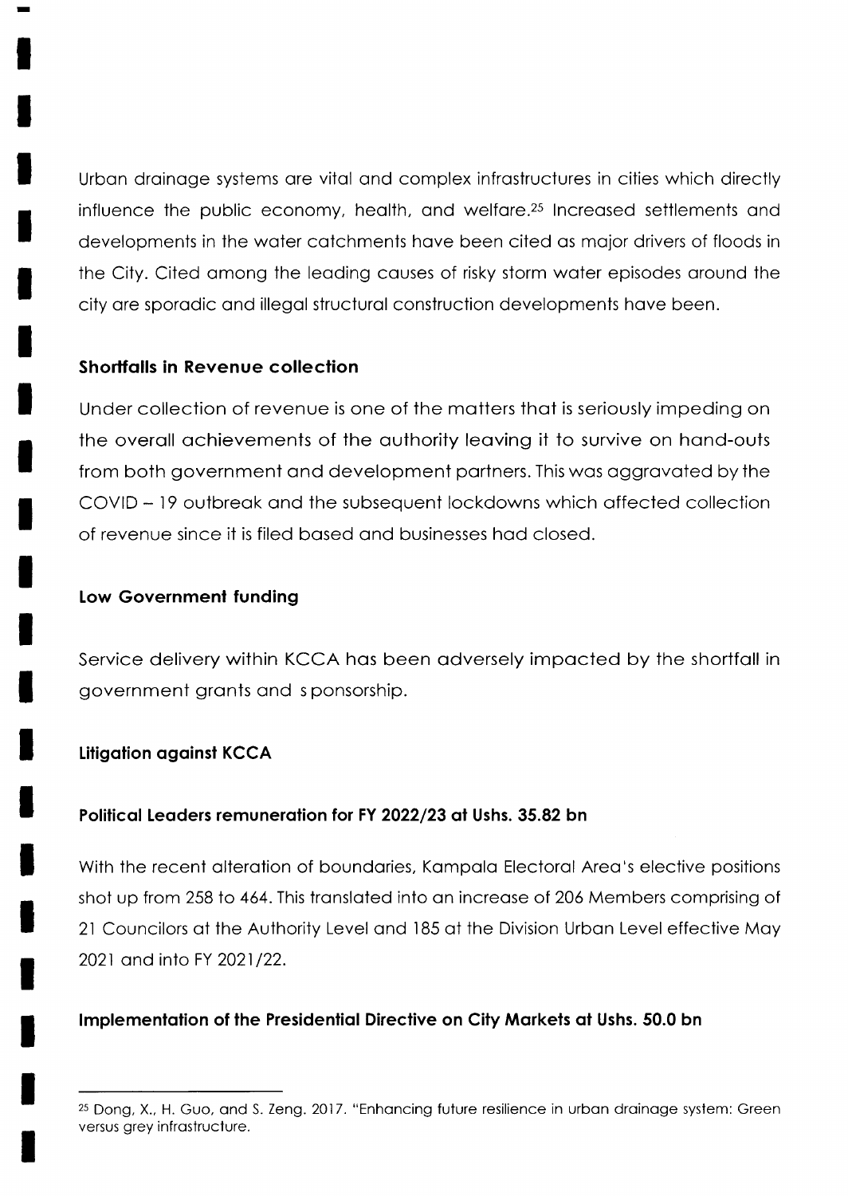Urban drainage systems are vital and complex infrastructures in cities which directly influence the public economy, health, and welfare.[25] Increased settlements and developments in the water catchments have been cited as major drivers of floods in the City. Cited among the leading causes of risky storm water episodes around the city are sporadic and illegal structural construction developments have been.

**Shortfalls in Revenue collection**

Under collection of revenue is one of the matters that is seriously impeding on the overall achievements of the authority leaving it to survive on hand-outs from both government and development partners. This was aggravated by the COVID – 19 outbreak and the subsequent lockdowns which affected collection of revenue since it is filed based and businesses had closed.

**Low Government funding**

Service delivery within KCCA has been adversely impacted by the shortfall in government grants and s ponsorship.

**Litigation against KCCA**

**Political Leaders remuneration for FY 2022/23 at Ushs. 35.82 bn**

With the recent alteration of boundaries, Kampala Electoral Area's elective positions shot up from 258 to 464. This translated into an increase of 206 Members comprising of 21 Councilors at the Authority Level and 185 at the Division Urban Level effective May 2021 and into FY 2021/22.

**Implementation of the Presidential Directive on City Markets at Ushs. 50.0 bn**

---

[25] Dong, X., H. Guo, and S. Zeng. 2017. "Enhancing future resilience in urban drainage system: Green versus grey infrastructure.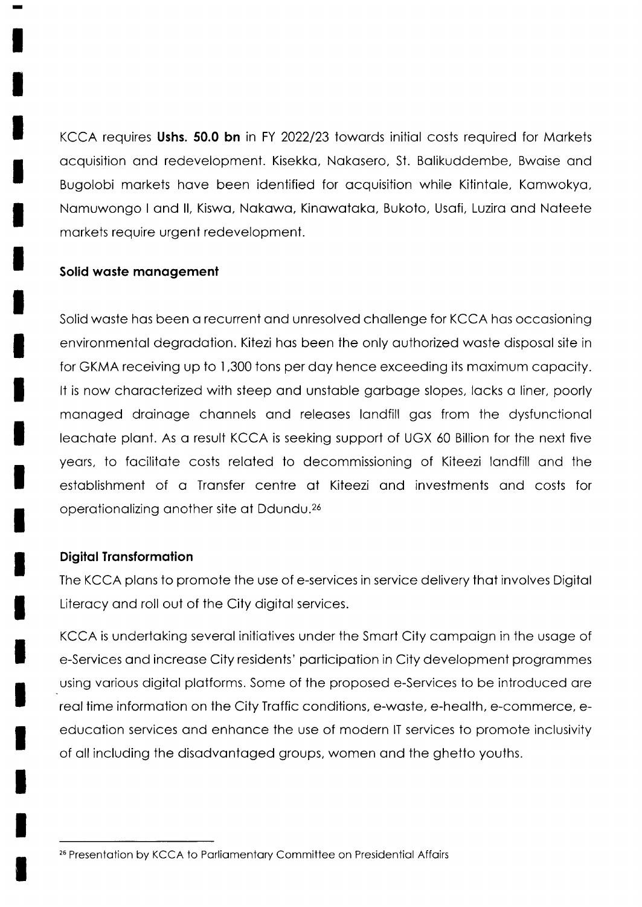KCCA requires **Ushs. 50.0 bn** in FY 2022/23 towards initial costs required for Markets acquisition and redevelopment. Kisekka, Nakasero, St. Balikuddembe, Bwaise and Bugolobi markets have been identified for acquisition while Kitintale, Kamwokya, Namuwongo I and II, Kiswa, Nakawa, Kinawataka, Bukoto, Usafi, Luzira and Nateete markets require urgent redevelopment.

#### Solid waste management

Solid waste has been a recurrent and unresolved challenge for KCCA has occasioning environmental degradation. Kitezi has been the only authorized waste disposal site in for GKMA receiving up to 1,300 tons per day hence exceeding its maximum capacity. It is now characterized with steep and unstable garbage slopes, lacks a liner, poorly managed drainage channels and releases landfill gas from the dysfunctional leachate plant. As a result KCCA is seeking support of UGX 60 Billion for the next five years, to facilitate costs related to decommissioning of Kiteezi landfill and the establishment of a Transfer centre at Kiteezi and investments and costs for operationalizing another site at Ddundu.[26]

#### Digital Transformation

The KCCA plans to promote the use of e-services in service delivery that involves Digital Literacy and roll out of the City digital services.

KCCA is undertaking several initiatives under the Smart City campaign in the usage of e-Services and increase City residents' participation in City development programmes using various digital platforms. Some of the proposed e-Services to be introduced are real time information on the City Traffic conditions, e-waste, e-health, e-commerce, e-education services and enhance the use of modern IT services to promote inclusivity of all including the disadvantaged groups, women and the ghetto youths.

---

[26] Presentation by KCCA to Parliamentary Committee on Presidential Affairs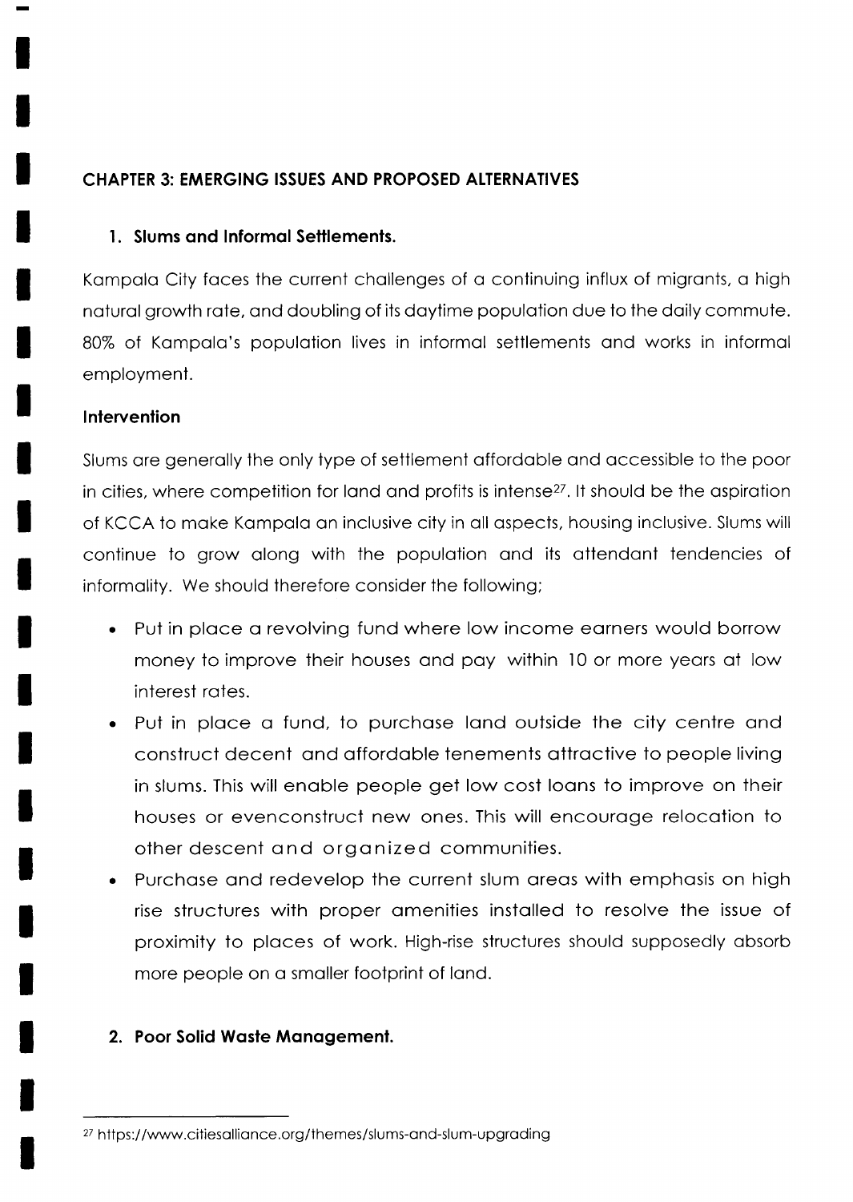## CHAPTER 3: EMERGING ISSUES AND PROPOSED ALTERNATIVES

### 1. Slums and Informal Settlements.

Kampala City faces the current challenges of a continuing influx of migrants, a high natural growth rate, and doubling of its daytime population due to the daily commute. 80% of Kampala's population lives in informal settlements and works in informal employment.

#### Intervention

Slums are generally the only type of settlement affordable and accessible to the poor in cities, where competition for land and profits is intense[27]. It should be the aspiration of KCCA to make Kampala an inclusive city in all aspects, housing inclusive. Slums will continue to grow along with the population and its attendant tendencies of informality. We should therefore consider the following;

- Put in place a revolving fund where low income earners would borrow money to improve their houses and pay within 10 or more years at low interest rates.
- Put in place a fund, to purchase land outside the city centre and construct decent and affordable tenements attractive to people living in slums. This will enable people get low cost loans to improve on their houses or evenconstruct new ones. This will encourage relocation to other descent and organized communities.
- Purchase and redevelop the current slum areas with emphasis on high rise structures with proper amenities installed to resolve the issue of proximity to places of work. High-rise structures should supposedly absorb more people on a smaller footprint of land.

### 2. Poor Solid Waste Management.

---

[27] https://www.citiesalliance.org/themes/slums-and-slum-upgrading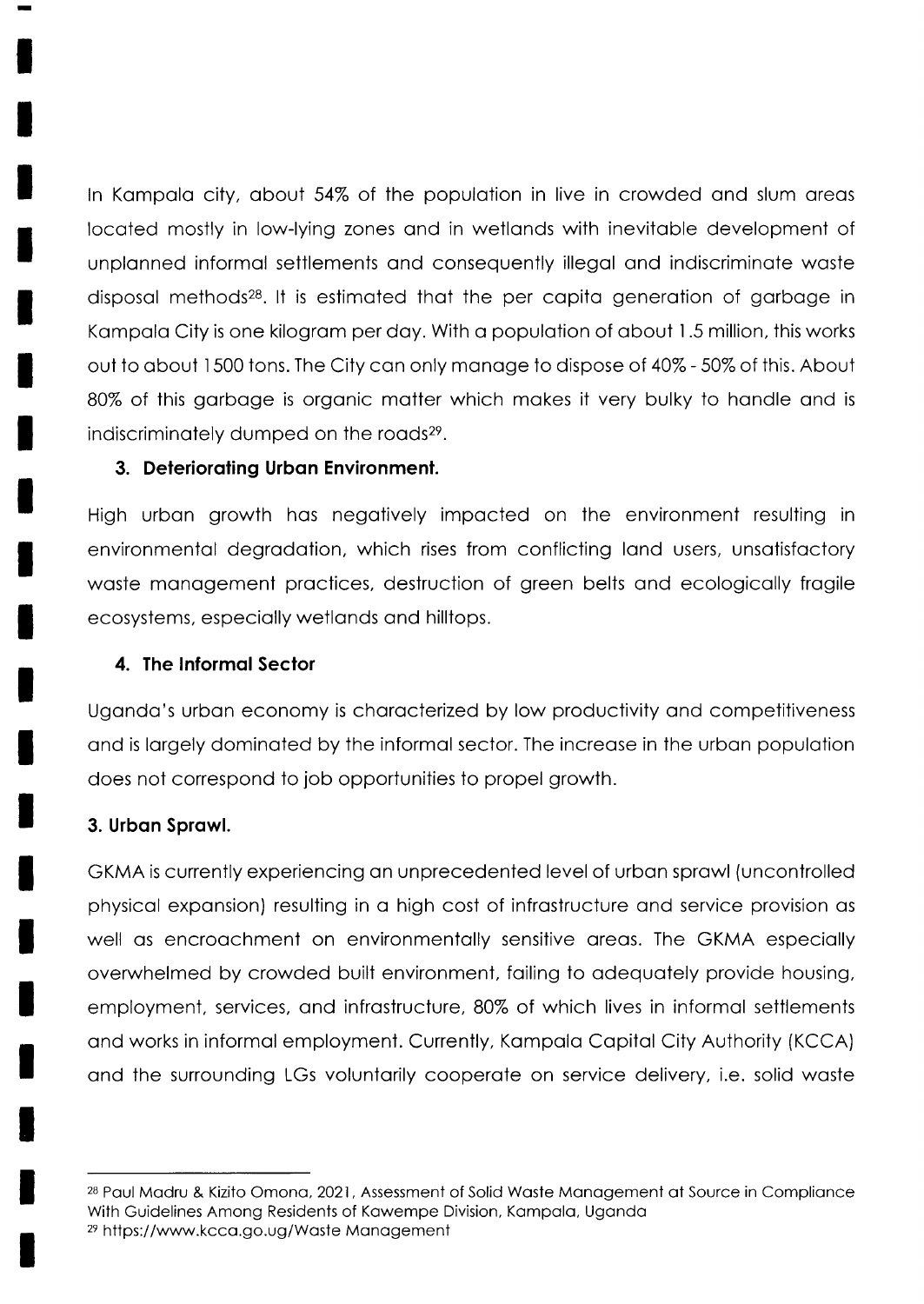In Kampala city, about 54% of the population in live in crowded and slum areas located mostly in low-lying zones and in wetlands with inevitable development of unplanned informal settlements and consequently illegal and indiscriminate waste disposal methods[28]. It is estimated that the per capita generation of garbage in Kampala City is one kilogram per day. With a population of about 1.5 million, this works out to about 1500 tons. The City can only manage to dispose of 40% - 50% of this. About 80% of this garbage is organic matter which makes it very bulky to handle and is indiscriminately dumped on the roads[29].

### 3. Deteriorating Urban Environment.

High urban growth has negatively impacted on the environment resulting in environmental degradation, which rises from conflicting land users, unsatisfactory waste management practices, destruction of green belts and ecologically fragile ecosystems, especially wetlands and hilltops.

### 4. The Informal Sector

Uganda's urban economy is characterized by low productivity and competitiveness and is largely dominated by the informal sector. The increase in the urban population does not correspond to job opportunities to propel growth.

### 3. Urban Sprawl.

GKMA is currently experiencing an unprecedented level of urban sprawl (uncontrolled physical expansion) resulting in a high cost of infrastructure and service provision as well as encroachment on environmentally sensitive areas. The GKMA especially overwhelmed by crowded built environment, failing to adequately provide housing, employment, services, and infrastructure, 80% of which lives in informal settlements and works in informal employment. Currently, Kampala Capital City Authority (KCCA) and the surrounding LGs voluntarily cooperate on service delivery, i.e. solid waste

---

[28] Paul Madru & Kizito Omona, 2021, Assessment of Solid Waste Management at Source in Compliance With Guidelines Among Residents of Kawempe Division, Kampala, Uganda

[29] https://www.kcca.go.ug/Waste Management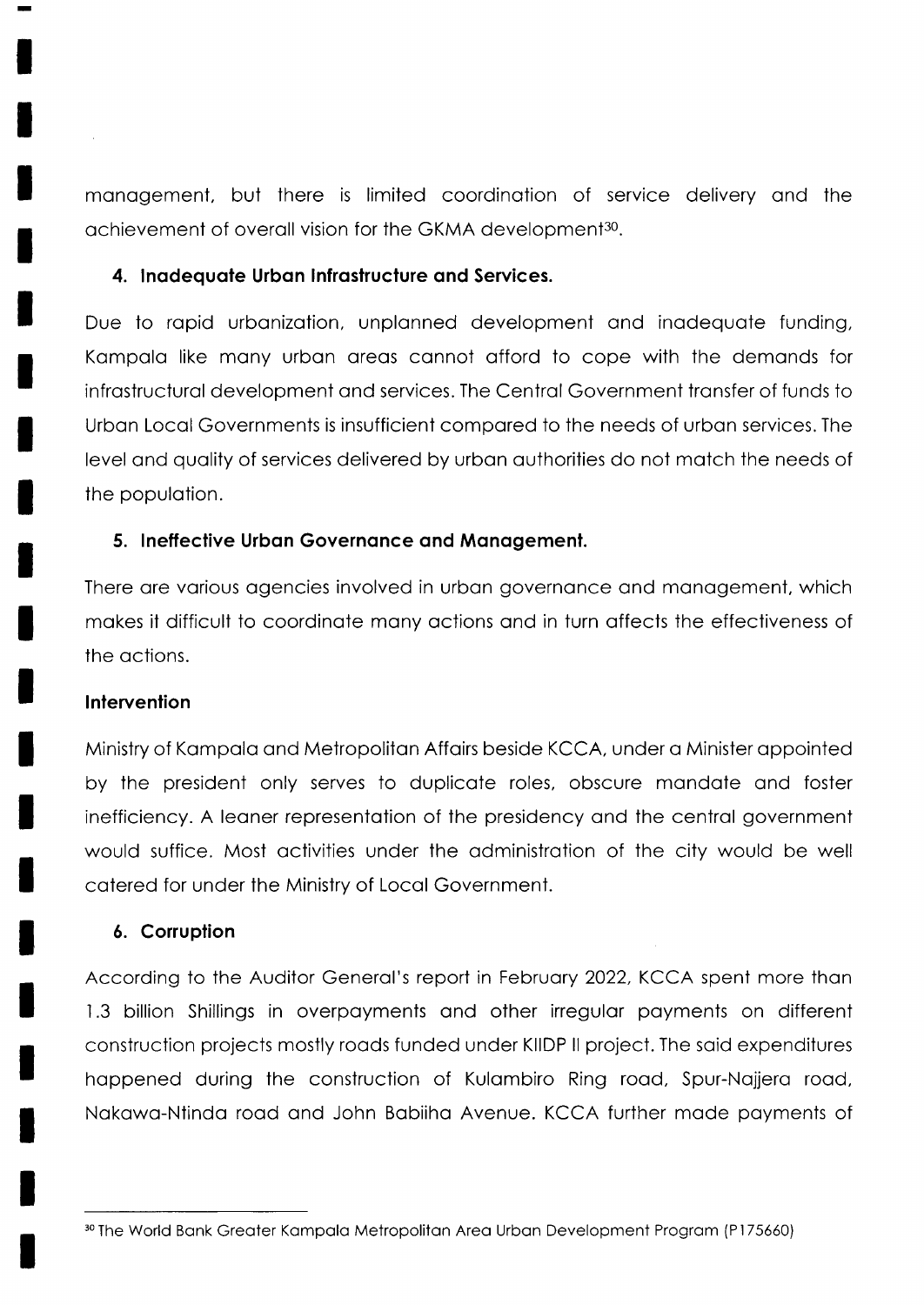management, but there is limited coordination of service delivery and the achievement of overall vision for the GKMA development[30].

**4. Inadequate Urban Infrastructure and Services.**

Due to rapid urbanization, unplanned development and inadequate funding, Kampala like many urban areas cannot afford to cope with the demands for infrastructural development and services. The Central Government transfer of funds to Urban Local Governments is insufficient compared to the needs of urban services. The level and quality of services delivered by urban authorities do not match the needs of the population.

**5. Ineffective Urban Governance and Management.**

There are various agencies involved in urban governance and management, which makes it difficult to coordinate many actions and in turn affects the effectiveness of the actions.

**Intervention**

Ministry of Kampala and Metropolitan Affairs beside KCCA, under a Minister appointed by the president only serves to duplicate roles, obscure mandate and foster inefficiency. A leaner representation of the presidency and the central government would suffice. Most activities under the administration of the city would be well catered for under the Ministry of Local Government.

**6. Corruption**

According to the Auditor General's report in February 2022, KCCA spent more than 1.3 billion Shillings in overpayments and other irregular payments on different construction projects mostly roads funded under KIIDP II project. The said expenditures happened during the construction of Kulambiro Ring road, Spur-Najjera road, Nakawa-Ntinda road and John Babiiha Avenue. KCCA further made payments of

[30] The World Bank Greater Kampala Metropolitan Area Urban Development Program (P175660)